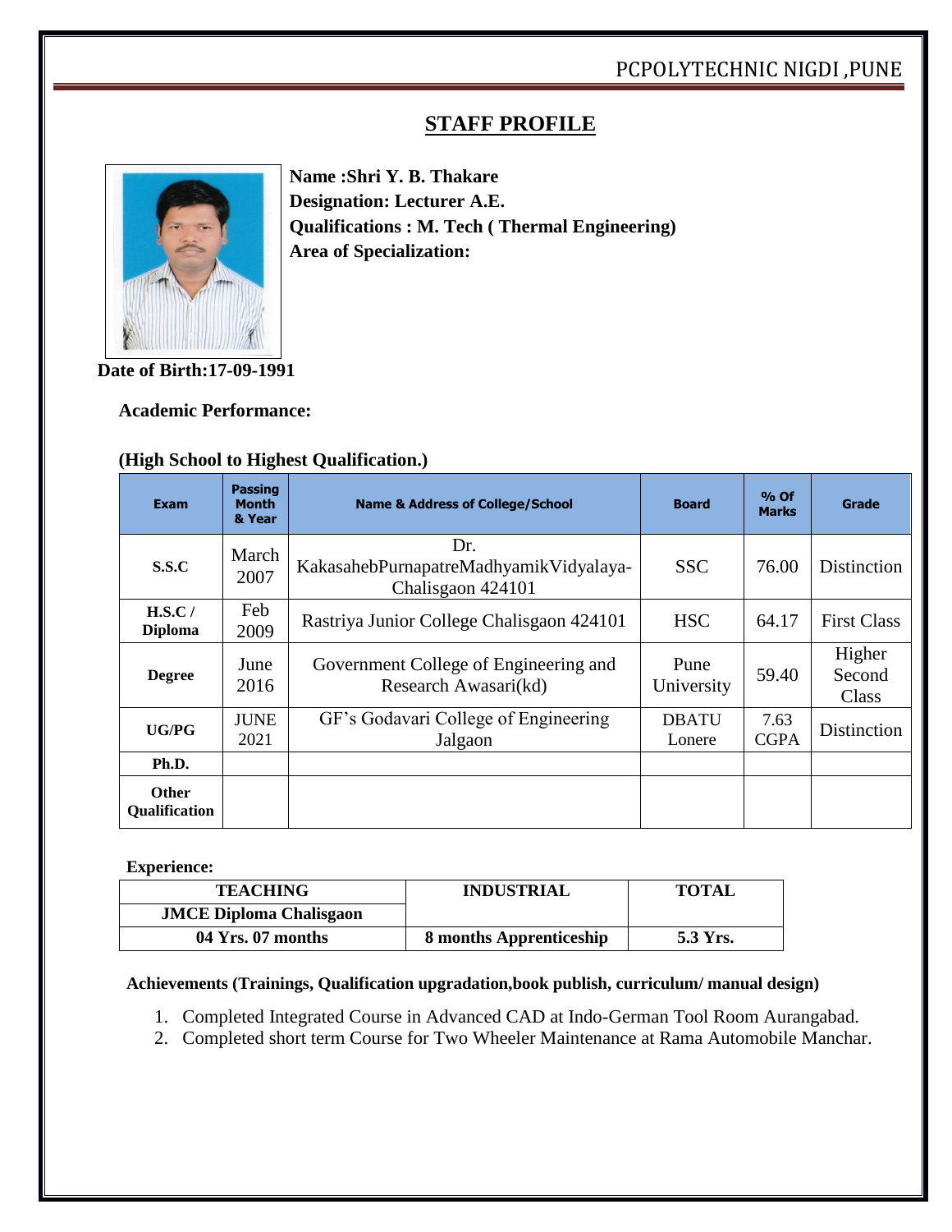PCPOLYTECHNIC NIGDI ,PUNE

# STAFF PROFILE

**Name :Shri Y. B. Thakare**
**Designation: Lecturer A.E.**
**Qualifications : M. Tech ( Thermal Engineering)**
**Area of Specialization:**

**Date of Birth:17-09-1991**

**Academic Performance:**

**(High School to Highest Qualification.)**

| Exam | Passing Month & Year | Name & Address of College/School | Board | % Of Marks | Grade |
|---|---|---|---|---|---|
| **S.S.C** | March 2007 | Dr. KakasahebPurnapatreMadhyamikVidyalaya-Chalisgaon 424101 | SSC | 76.00 | Distinction |
| **H.S.C / Diploma** | Feb 2009 | Rastriya Junior College Chalisgaon 424101 | HSC | 64.17 | First Class |
| **Degree** | June 2016 | Government College of Engineering and Research Awasari(kd) | Pune University | 59.40 | Higher Second Class |
| **UG/PG** | JUNE 2021 | GF's Godavari College of Engineering Jalgaon | DBATU Lonere | 7.63 CGPA | Distinction |
| **Ph.D.** | | | | | |
| **Other Qualification** | | | | | |

**Experience:**

| TEACHING | INDUSTRIAL | TOTAL |
|---|---|---|
| **JMCE Diploma Chalisgaon** | | |
| **04 Yrs. 07 months** | **8 months Apprenticeship** | **5.3 Yrs.** |

**Achievements (Trainings, Qualification upgradation,book publish, curriculum/ manual design)**

1. Completed Integrated Course in Advanced CAD at Indo-German Tool Room Aurangabad.
2. Completed short term Course for Two Wheeler Maintenance at Rama Automobile Manchar.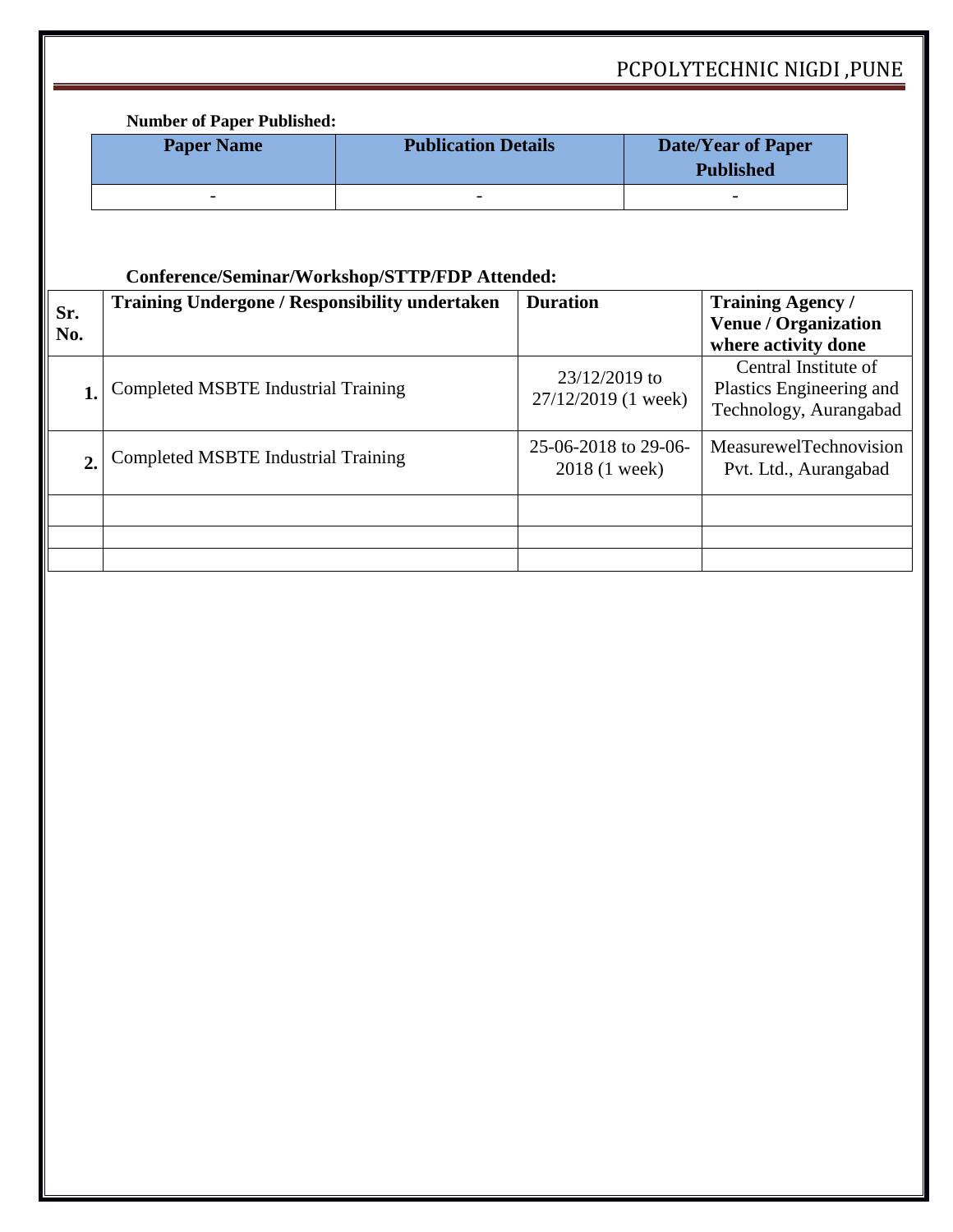**Number of Paper Published:**

| Paper Name | Publication Details | Date/Year of Paper Published |
|---|---|---|
| - | - | - |

**Conference/Seminar/Workshop/STTP/FDP Attended:**

| Sr. No. | Training Undergone / Responsibility undertaken | Duration | Training Agency / Venue / Organization where activity done |
|---|---|---|---|
| 1. | Completed MSBTE Industrial Training | 23/12/2019 to 27/12/2019 (1 week) | Central Institute of Plastics Engineering and Technology, Aurangabad |
| 2. | Completed MSBTE Industrial Training | 25-06-2018 to 29-06-2018 (1 week) | MeasurewelTechnovision Pvt. Ltd., Aurangabad |
| | | | |
| | | | |
| | | | |